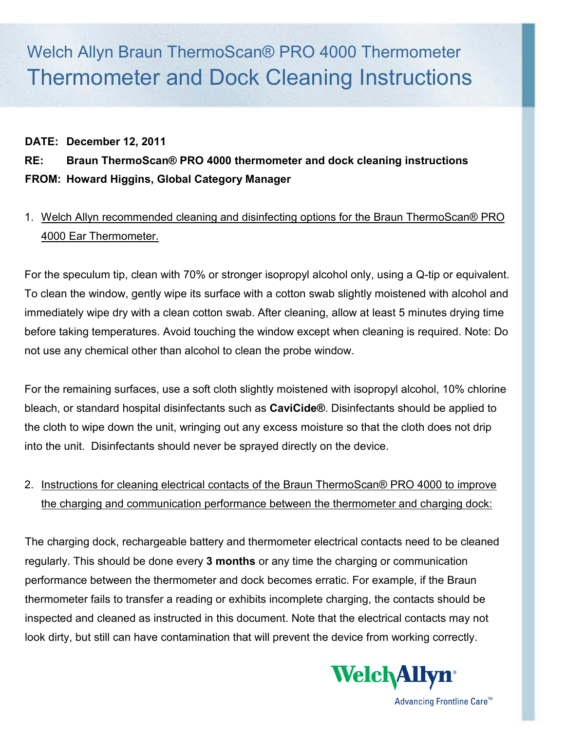# Welch Allyn Braun ThermoScan® PRO 4000 Thermometer

## Thermometer and Dock Cleaning Instructions

**DATE: December 12, 2011**

**RE: Braun ThermoScan® PRO 4000 thermometer and dock cleaning instructions**

**FROM: Howard Higgins, Global Category Manager**

1. Welch Allyn recommended cleaning and disinfecting options for the Braun ThermoScan® PRO 4000 Ear Thermometer.

For the speculum tip, clean with 70% or stronger isopropyl alcohol only, using a Q-tip or equivalent. To clean the window, gently wipe its surface with a cotton swab slightly moistened with alcohol and immediately wipe dry with a clean cotton swab. After cleaning, allow at least 5 minutes drying time before taking temperatures. Avoid touching the window except when cleaning is required. Note: Do not use any chemical other than alcohol to clean the probe window.

For the remaining surfaces, use a soft cloth slightly moistened with isopropyl alcohol, 10% chlorine bleach, or standard hospital disinfectants such as **CaviCide®**. Disinfectants should be applied to the cloth to wipe down the unit, wringing out any excess moisture so that the cloth does not drip into the unit. Disinfectants should never be sprayed directly on the device.

2. Instructions for cleaning electrical contacts of the Braun ThermoScan® PRO 4000 to improve the charging and communication performance between the thermometer and charging dock:

The charging dock, rechargeable battery and thermometer electrical contacts need to be cleaned regularly. This should be done every **3 months** or any time the charging or communication performance between the thermometer and dock becomes erratic. For example, if the Braun thermometer fails to transfer a reading or exhibits incomplete charging, the contacts should be inspected and cleaned as instructed in this document. Note that the electrical contacts may not look dirty, but still can have contamination that will prevent the device from working correctly.

WelchAllyn®
Advancing Frontline Care™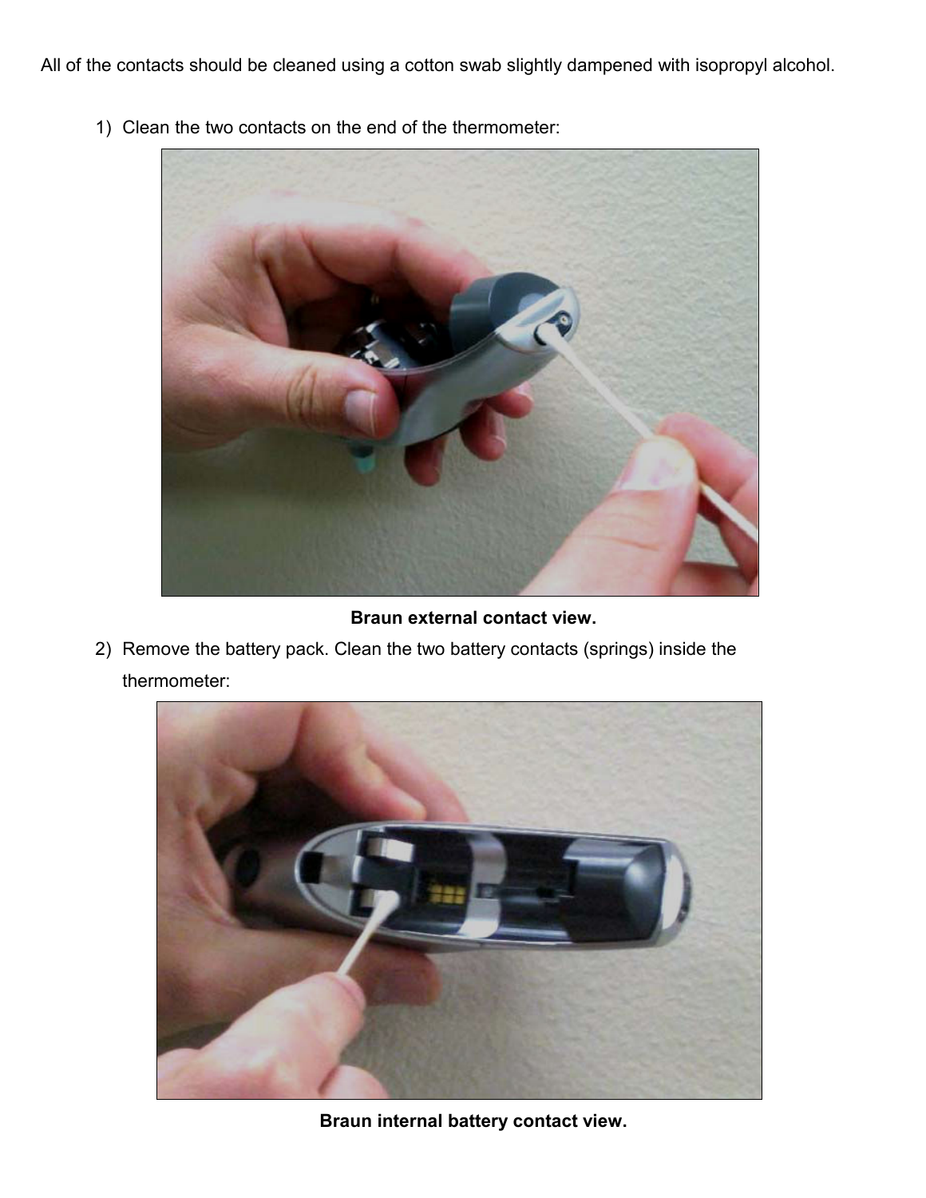All of the contacts should be cleaned using a cotton swab slightly dampened with isopropyl alcohol.

1) Clean the two contacts on the end of the thermometer:

**Braun external contact view.**

2) Remove the battery pack. Clean the two battery contacts (springs) inside the thermometer:

**Braun internal battery contact view.**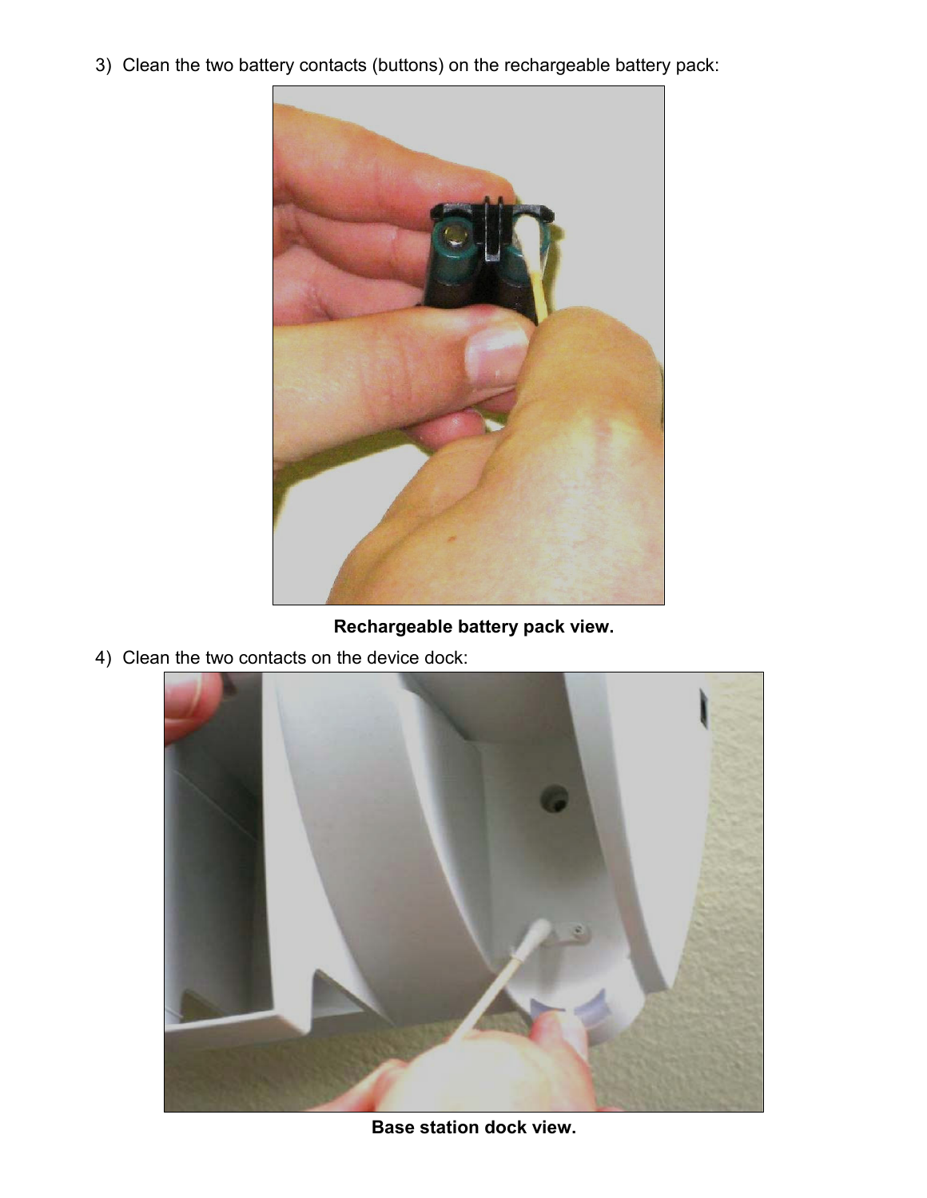3) Clean the two battery contacts (buttons) on the rechargeable battery pack:

**Rechargeable battery pack view.**

4) Clean the two contacts on the device dock:

**Base station dock view.**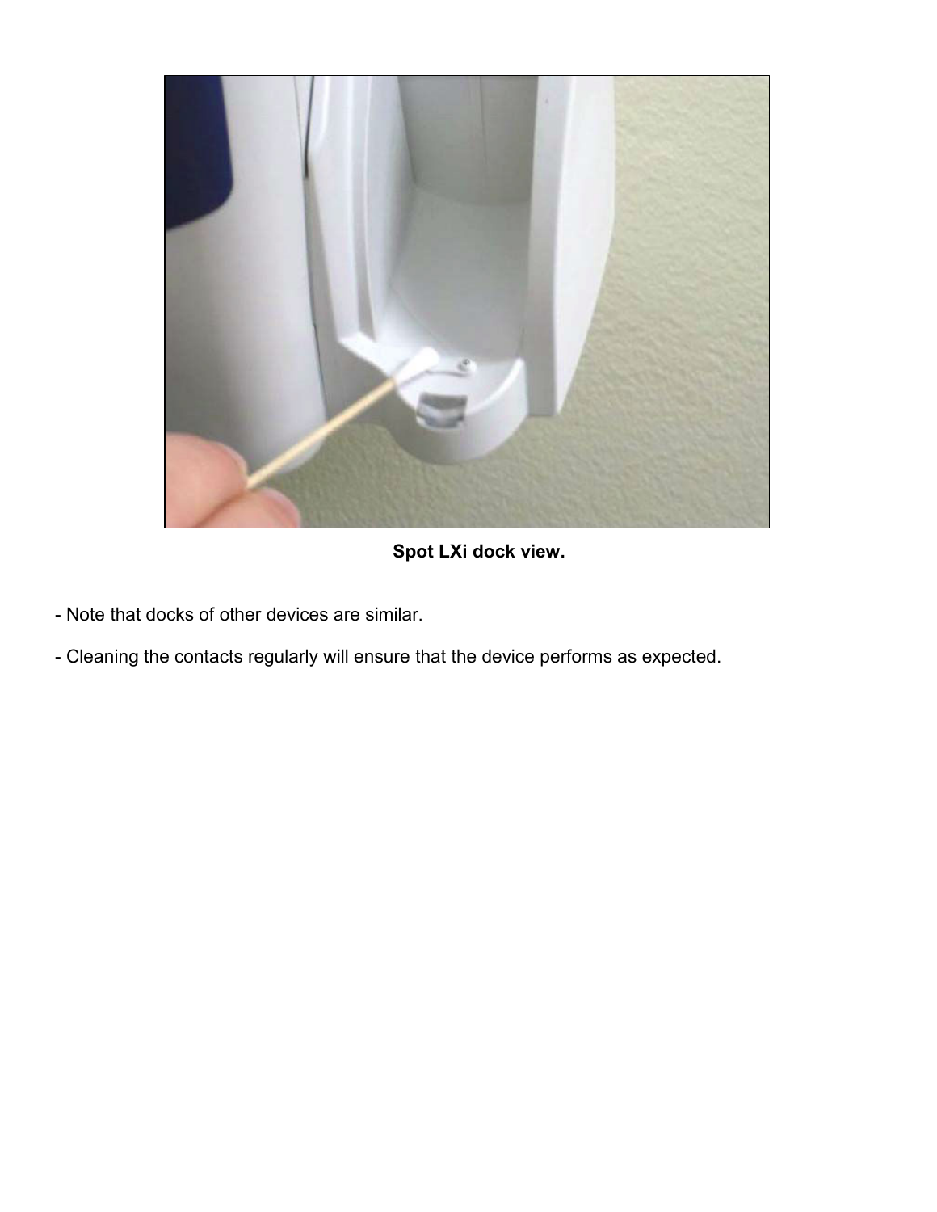**Spot LXi dock view.**

- Note that docks of other devices are similar.

- Cleaning the contacts regularly will ensure that the device performs as expected.